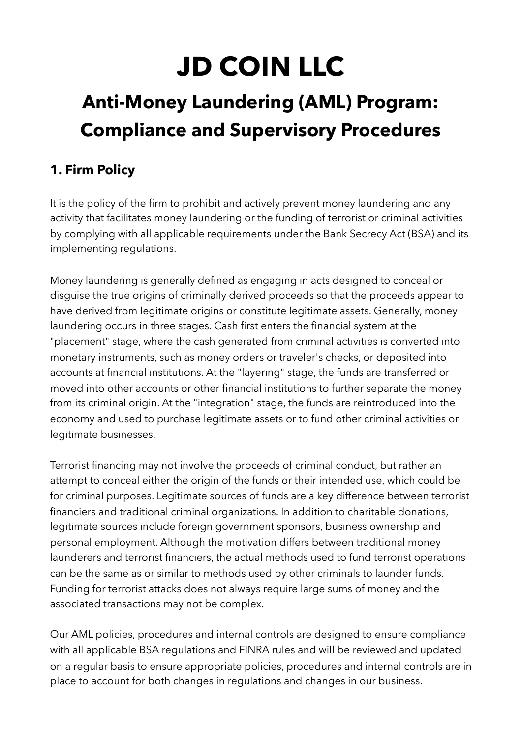# JD COIN LLC

## Anti-Money Laundering (AML) Program: Compliance and Supervisory Procedures

### 1. Firm Policy

It is the policy of the firm to prohibit and actively prevent money laundering and any activity that facilitates money laundering or the funding of terrorist or criminal activities by complying with all applicable requirements under the Bank Secrecy Act (BSA) and its implementing regulations.

Money laundering is generally defined as engaging in acts designed to conceal or disguise the true origins of criminally derived proceeds so that the proceeds appear to have derived from legitimate origins or constitute legitimate assets. Generally, money laundering occurs in three stages. Cash first enters the financial system at the "placement" stage, where the cash generated from criminal activities is converted into monetary instruments, such as money orders or traveler's checks, or deposited into accounts at financial institutions. At the "layering" stage, the funds are transferred or moved into other accounts or other financial institutions to further separate the money from its criminal origin. At the "integration" stage, the funds are reintroduced into the economy and used to purchase legitimate assets or to fund other criminal activities or legitimate businesses.

Terrorist financing may not involve the proceeds of criminal conduct, but rather an attempt to conceal either the origin of the funds or their intended use, which could be for criminal purposes. Legitimate sources of funds are a key difference between terrorist financiers and traditional criminal organizations. In addition to charitable donations, legitimate sources include foreign government sponsors, business ownership and personal employment. Although the motivation differs between traditional money launderers and terrorist financiers, the actual methods used to fund terrorist operations can be the same as or similar to methods used by other criminals to launder funds. Funding for terrorist attacks does not always require large sums of money and the associated transactions may not be complex.

Our AML policies, procedures and internal controls are designed to ensure compliance with all applicable BSA regulations and FINRA rules and will be reviewed and updated on a regular basis to ensure appropriate policies, procedures and internal controls are in place to account for both changes in regulations and changes in our business.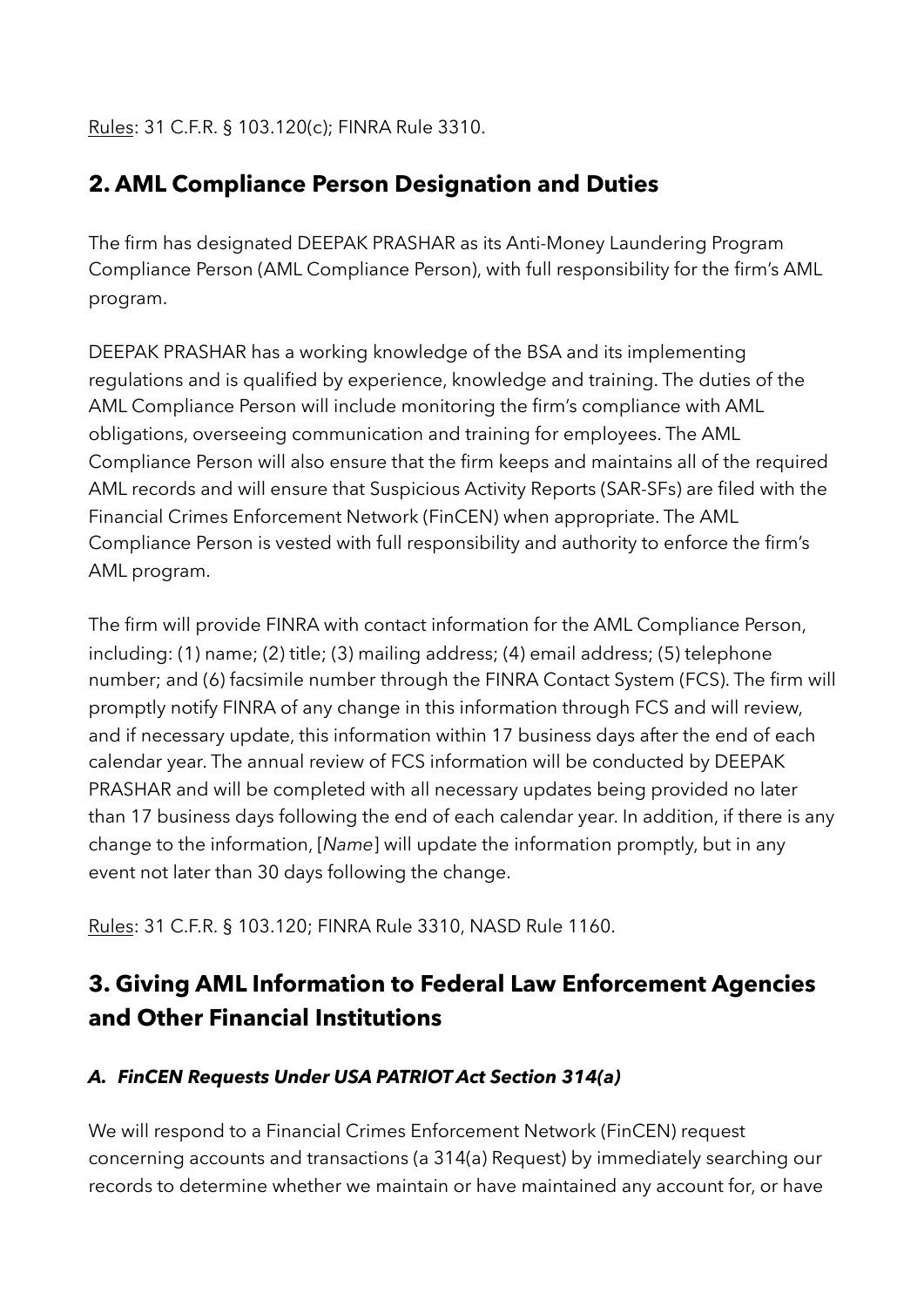Rules: 31 C.F.R. § 103.120(c); FINRA Rule 3310.

## 2. AML Compliance Person Designation and Duties

The firm has designated DEEPAK PRASHAR as its Anti-Money Laundering Program Compliance Person (AML Compliance Person), with full responsibility for the firm's AML program.

DEEPAK PRASHAR has a working knowledge of the BSA and its implementing regulations and is qualified by experience, knowledge and training. The duties of the AML Compliance Person will include monitoring the firm's compliance with AML obligations, overseeing communication and training for employees. The AML Compliance Person will also ensure that the firm keeps and maintains all of the required AML records and will ensure that Suspicious Activity Reports (SAR-SFs) are filed with the Financial Crimes Enforcement Network (FinCEN) when appropriate. The AML Compliance Person is vested with full responsibility and authority to enforce the firm's AML program.

The firm will provide FINRA with contact information for the AML Compliance Person, including: (1) name; (2) title; (3) mailing address; (4) email address; (5) telephone number; and (6) facsimile number through the FINRA Contact System (FCS). The firm will promptly notify FINRA of any change in this information through FCS and will review, and if necessary update, this information within 17 business days after the end of each calendar year. The annual review of FCS information will be conducted by DEEPAK PRASHAR and will be completed with all necessary updates being provided no later than 17 business days following the end of each calendar year. In addition, if there is any change to the information, [*Name*] will update the information promptly, but in any event not later than 30 days following the change.

Rules: 31 C.F.R. § 103.120; FINRA Rule 3310, NASD Rule 1160.

## 3. Giving AML Information to Federal Law Enforcement Agencies and Other Financial Institutions

### *A. FinCEN Requests Under USA PATRIOT Act Section 314(a)*

We will respond to a Financial Crimes Enforcement Network (FinCEN) request concerning accounts and transactions (a 314(a) Request) by immediately searching our records to determine whether we maintain or have maintained any account for, or have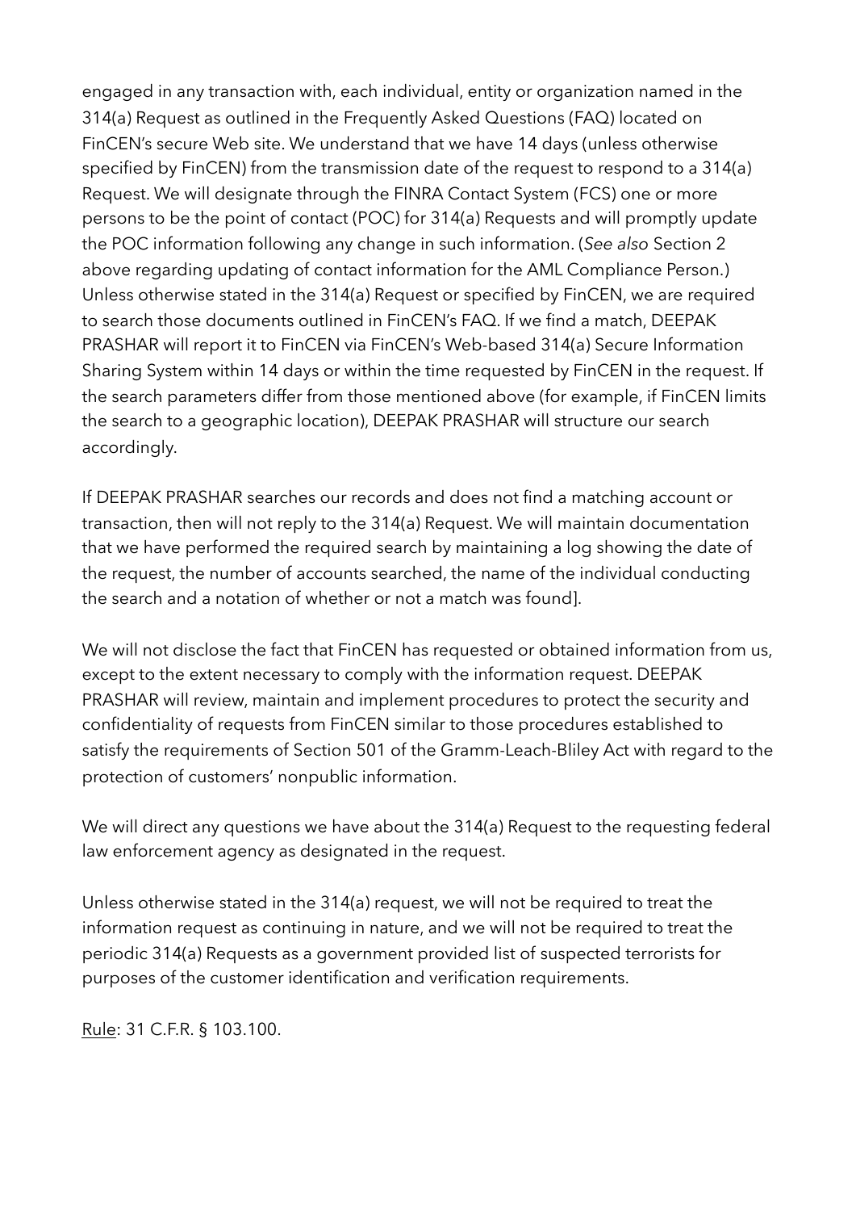engaged in any transaction with, each individual, entity or organization named in the 314(a) Request as outlined in the Frequently Asked Questions (FAQ) located on FinCEN's secure Web site. We understand that we have 14 days (unless otherwise specified by FinCEN) from the transmission date of the request to respond to a 314(a) Request. We will designate through the FINRA Contact System (FCS) one or more persons to be the point of contact (POC) for 314(a) Requests and will promptly update the POC information following any change in such information. (*See also* Section 2 above regarding updating of contact information for the AML Compliance Person.) Unless otherwise stated in the 314(a) Request or specified by FinCEN, we are required to search those documents outlined in FinCEN's FAQ. If we find a match, DEEPAK PRASHAR will report it to FinCEN via FinCEN's Web-based 314(a) Secure Information Sharing System within 14 days or within the time requested by FinCEN in the request. If the search parameters differ from those mentioned above (for example, if FinCEN limits the search to a geographic location), DEEPAK PRASHAR will structure our search accordingly.

If DEEPAK PRASHAR searches our records and does not find a matching account or transaction, then will not reply to the 314(a) Request. We will maintain documentation that we have performed the required search by maintaining a log showing the date of the request, the number of accounts searched, the name of the individual conducting the search and a notation of whether or not a match was found].

We will not disclose the fact that FinCEN has requested or obtained information from us, except to the extent necessary to comply with the information request. DEEPAK PRASHAR will review, maintain and implement procedures to protect the security and confidentiality of requests from FinCEN similar to those procedures established to satisfy the requirements of Section 501 of the Gramm-Leach-Bliley Act with regard to the protection of customers' nonpublic information.

We will direct any questions we have about the 314(a) Request to the requesting federal law enforcement agency as designated in the request.

Unless otherwise stated in the 314(a) request, we will not be required to treat the information request as continuing in nature, and we will not be required to treat the periodic 314(a) Requests as a government provided list of suspected terrorists for purposes of the customer identification and verification requirements.

Rule: 31 C.F.R. § 103.100.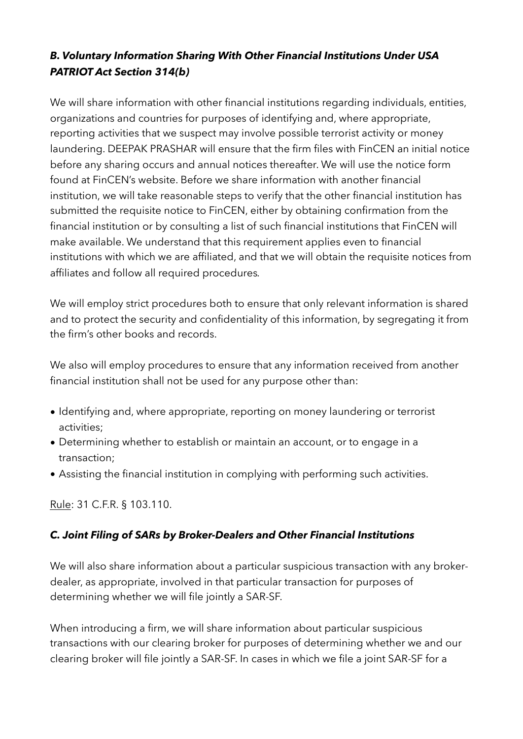### *B. Voluntary Information Sharing With Other Financial Institutions Under USA PATRIOT Act Section 314(b)*

We will share information with other financial institutions regarding individuals, entities, organizations and countries for purposes of identifying and, where appropriate, reporting activities that we suspect may involve possible terrorist activity or money laundering. DEEPAK PRASHAR will ensure that the firm files with FinCEN an initial notice before any sharing occurs and annual notices thereafter. We will use the notice form found at FinCEN's website. Before we share information with another financial institution, we will take reasonable steps to verify that the other financial institution has submitted the requisite notice to FinCEN, either by obtaining confirmation from the financial institution or by consulting a list of such financial institutions that FinCEN will make available. We understand that this requirement applies even to financial institutions with which we are affiliated, and that we will obtain the requisite notices from affiliates and follow all required procedures.

We will employ strict procedures both to ensure that only relevant information is shared and to protect the security and confidentiality of this information, by segregating it from the firm's other books and records.

We also will employ procedures to ensure that any information received from another financial institution shall not be used for any purpose other than:

- Identifying and, where appropriate, reporting on money laundering or terrorist activities;
- Determining whether to establish or maintain an account, or to engage in a transaction;
- Assisting the financial institution in complying with performing such activities.

<u>Rule</u>: 31 C.F.R. § 103.110.

### *C. Joint Filing of SARs by Broker-Dealers and Other Financial Institutions*

We will also share information about a particular suspicious transaction with any broker-dealer, as appropriate, involved in that particular transaction for purposes of determining whether we will file jointly a SAR-SF.

When introducing a firm, we will share information about particular suspicious transactions with our clearing broker for purposes of determining whether we and our clearing broker will file jointly a SAR-SF. In cases in which we file a joint SAR-SF for a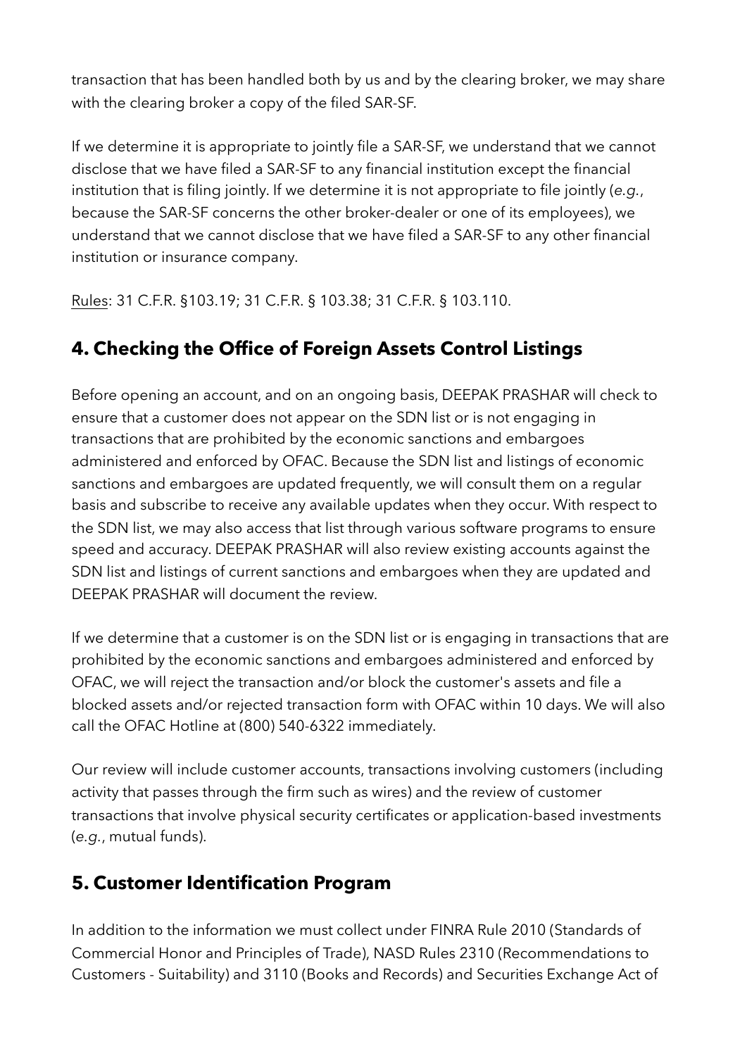transaction that has been handled both by us and by the clearing broker, we may share with the clearing broker a copy of the filed SAR-SF.

If we determine it is appropriate to jointly file a SAR-SF, we understand that we cannot disclose that we have filed a SAR-SF to any financial institution except the financial institution that is filing jointly. If we determine it is not appropriate to file jointly (*e.g.*, because the SAR-SF concerns the other broker-dealer or one of its employees), we understand that we cannot disclose that we have filed a SAR-SF to any other financial institution or insurance company.

Rules: 31 C.F.R. §103.19; 31 C.F.R. § 103.38; 31 C.F.R. § 103.110.

## 4. Checking the Office of Foreign Assets Control Listings

Before opening an account, and on an ongoing basis, DEEPAK PRASHAR will check to ensure that a customer does not appear on the SDN list or is not engaging in transactions that are prohibited by the economic sanctions and embargoes administered and enforced by OFAC. Because the SDN list and listings of economic sanctions and embargoes are updated frequently, we will consult them on a regular basis and subscribe to receive any available updates when they occur. With respect to the SDN list, we may also access that list through various software programs to ensure speed and accuracy. DEEPAK PRASHAR will also review existing accounts against the SDN list and listings of current sanctions and embargoes when they are updated and DEEPAK PRASHAR will document the review.

If we determine that a customer is on the SDN list or is engaging in transactions that are prohibited by the economic sanctions and embargoes administered and enforced by OFAC, we will reject the transaction and/or block the customer's assets and file a blocked assets and/or rejected transaction form with OFAC within 10 days. We will also call the OFAC Hotline at (800) 540-6322 immediately.

Our review will include customer accounts, transactions involving customers (including activity that passes through the firm such as wires) and the review of customer transactions that involve physical security certificates or application-based investments (*e.g.*, mutual funds).

## 5. Customer Identification Program

In addition to the information we must collect under FINRA Rule 2010 (Standards of Commercial Honor and Principles of Trade), NASD Rules 2310 (Recommendations to Customers - Suitability) and 3110 (Books and Records) and Securities Exchange Act of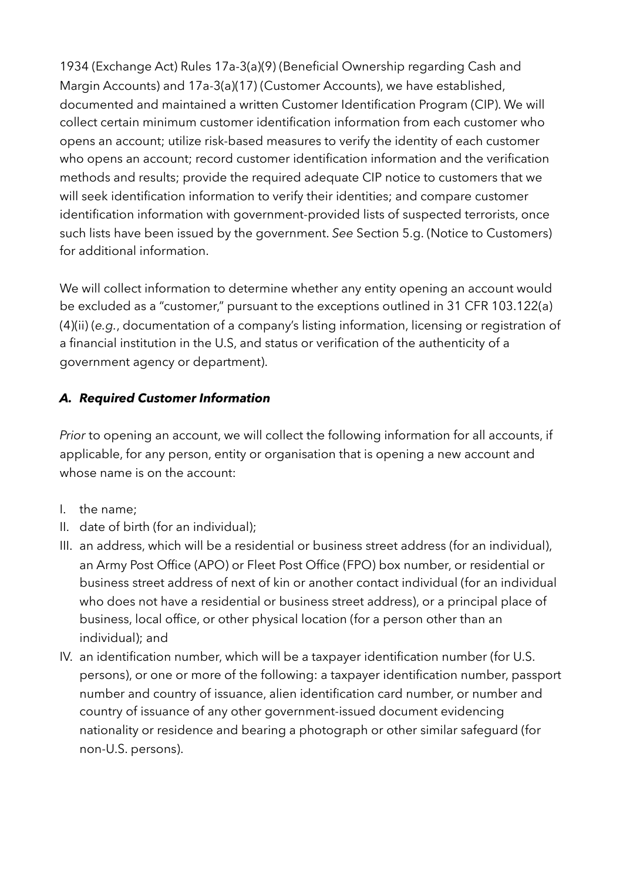1934 (Exchange Act) Rules 17a-3(a)(9) (Beneficial Ownership regarding Cash and Margin Accounts) and 17a-3(a)(17) (Customer Accounts), we have established, documented and maintained a written Customer Identification Program (CIP). We will collect certain minimum customer identification information from each customer who opens an account; utilize risk-based measures to verify the identity of each customer who opens an account; record customer identification information and the verification methods and results; provide the required adequate CIP notice to customers that we will seek identification information to verify their identities; and compare customer identification information with government-provided lists of suspected terrorists, once such lists have been issued by the government. *See* Section 5.g. (Notice to Customers) for additional information.

We will collect information to determine whether any entity opening an account would be excluded as a "customer," pursuant to the exceptions outlined in 31 CFR 103.122(a)(4)(ii) (*e.g.*, documentation of a company's listing information, licensing or registration of a financial institution in the U.S, and status or verification of the authenticity of a government agency or department).

### *A. Required Customer Information*

*Prior* to opening an account, we will collect the following information for all accounts, if applicable, for any person, entity or organisation that is opening a new account and whose name is on the account:

I. the name;
II. date of birth (for an individual);
III. an address, which will be a residential or business street address (for an individual), an Army Post Office (APO) or Fleet Post Office (FPO) box number, or residential or business street address of next of kin or another contact individual (for an individual who does not have a residential or business street address), or a principal place of business, local office, or other physical location (for a person other than an individual); and
IV. an identification number, which will be a taxpayer identification number (for U.S. persons), or one or more of the following: a taxpayer identification number, passport number and country of issuance, alien identification card number, or number and country of issuance of any other government-issued document evidencing nationality or residence and bearing a photograph or other similar safeguard (for non-U.S. persons).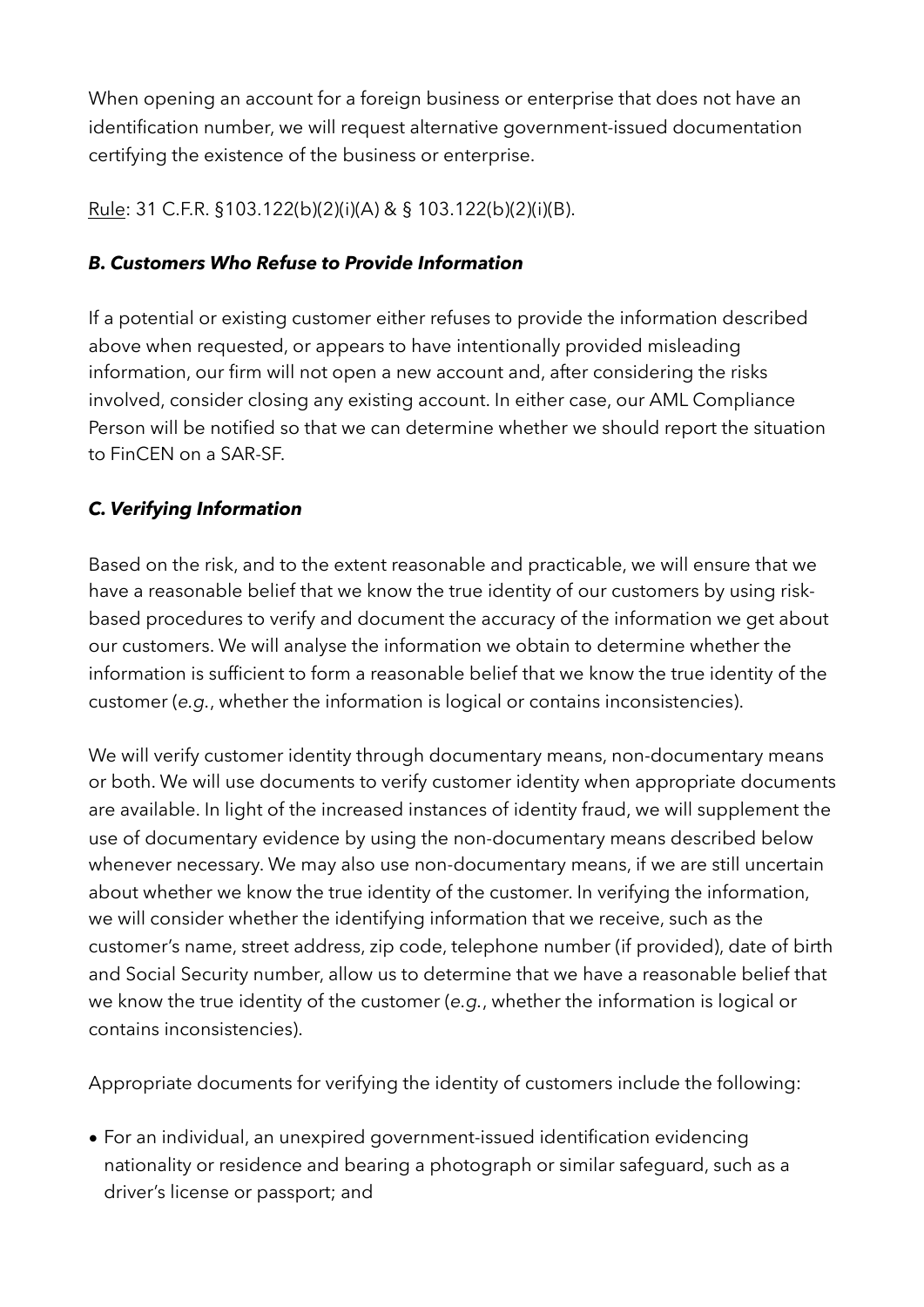When opening an account for a foreign business or enterprise that does not have an identification number, we will request alternative government-issued documentation certifying the existence of the business or enterprise.

Rule: 31 C.F.R. §103.122(b)(2)(i)(A) & § 103.122(b)(2)(i)(B).

### *B. Customers Who Refuse to Provide Information*

If a potential or existing customer either refuses to provide the information described above when requested, or appears to have intentionally provided misleading information, our firm will not open a new account and, after considering the risks involved, consider closing any existing account. In either case, our AML Compliance Person will be notified so that we can determine whether we should report the situation to FinCEN on a SAR-SF.

### *C. Verifying Information*

Based on the risk, and to the extent reasonable and practicable, we will ensure that we have a reasonable belief that we know the true identity of our customers by using risk-based procedures to verify and document the accuracy of the information we get about our customers. We will analyse the information we obtain to determine whether the information is sufficient to form a reasonable belief that we know the true identity of the customer (*e.g.*, whether the information is logical or contains inconsistencies).

We will verify customer identity through documentary means, non-documentary means or both. We will use documents to verify customer identity when appropriate documents are available. In light of the increased instances of identity fraud, we will supplement the use of documentary evidence by using the non-documentary means described below whenever necessary. We may also use non-documentary means, if we are still uncertain about whether we know the true identity of the customer. In verifying the information, we will consider whether the identifying information that we receive, such as the customer's name, street address, zip code, telephone number (if provided), date of birth and Social Security number, allow us to determine that we have a reasonable belief that we know the true identity of the customer (*e.g.*, whether the information is logical or contains inconsistencies).

Appropriate documents for verifying the identity of customers include the following:

- For an individual, an unexpired government-issued identification evidencing nationality or residence and bearing a photograph or similar safeguard, such as a driver's license or passport; and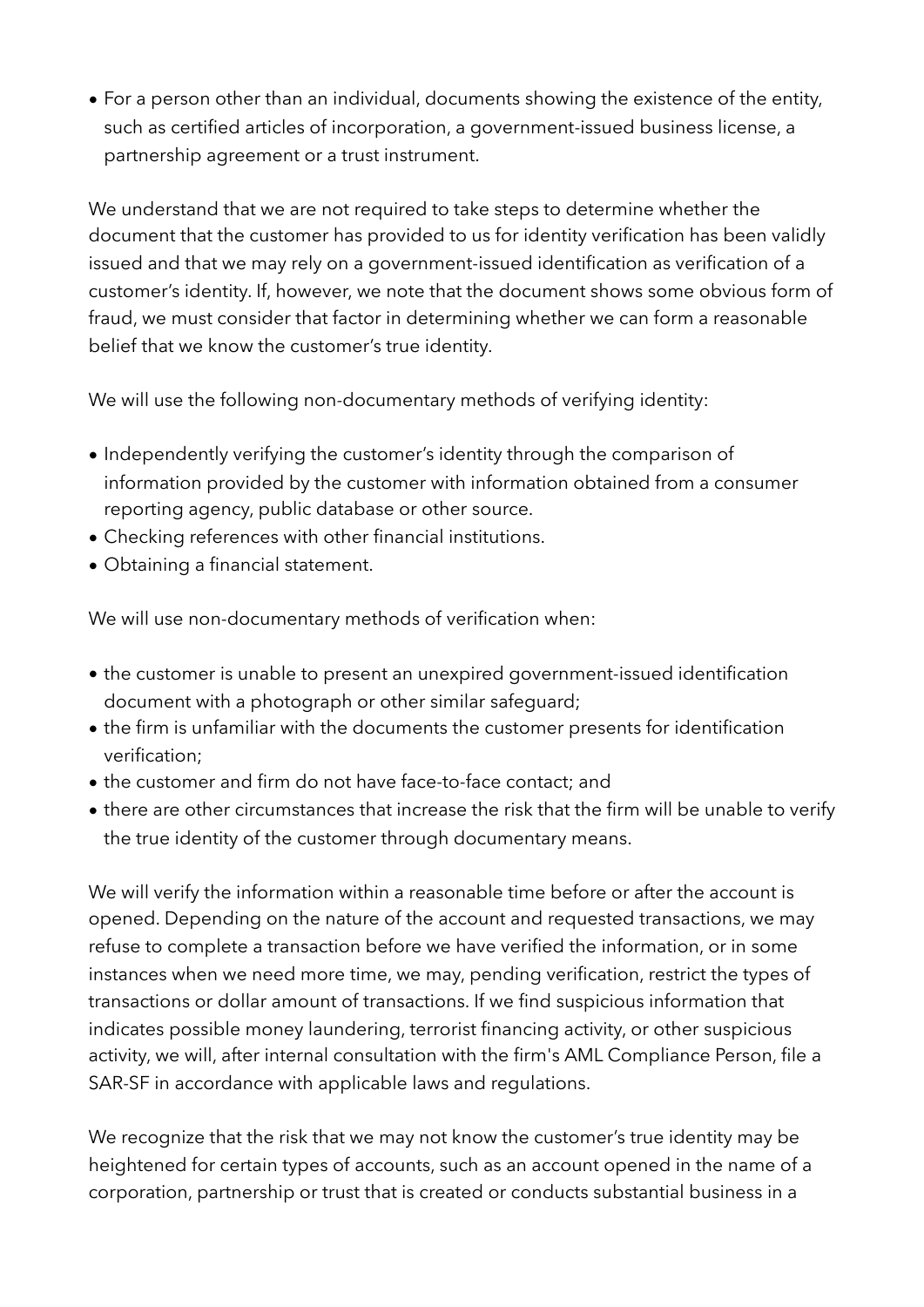- For a person other than an individual, documents showing the existence of the entity, such as certified articles of incorporation, a government-issued business license, a partnership agreement or a trust instrument.

We understand that we are not required to take steps to determine whether the document that the customer has provided to us for identity verification has been validly issued and that we may rely on a government-issued identification as verification of a customer's identity. If, however, we note that the document shows some obvious form of fraud, we must consider that factor in determining whether we can form a reasonable belief that we know the customer's true identity.

We will use the following non-documentary methods of verifying identity:

- Independently verifying the customer's identity through the comparison of information provided by the customer with information obtained from a consumer reporting agency, public database or other source.
- Checking references with other financial institutions.
- Obtaining a financial statement.

We will use non-documentary methods of verification when:

- the customer is unable to present an unexpired government-issued identification document with a photograph or other similar safeguard;
- the firm is unfamiliar with the documents the customer presents for identification verification;
- the customer and firm do not have face-to-face contact; and
- there are other circumstances that increase the risk that the firm will be unable to verify the true identity of the customer through documentary means.

We will verify the information within a reasonable time before or after the account is opened. Depending on the nature of the account and requested transactions, we may refuse to complete a transaction before we have verified the information, or in some instances when we need more time, we may, pending verification, restrict the types of transactions or dollar amount of transactions. If we find suspicious information that indicates possible money laundering, terrorist financing activity, or other suspicious activity, we will, after internal consultation with the firm's AML Compliance Person, file a SAR-SF in accordance with applicable laws and regulations.

We recognize that the risk that we may not know the customer's true identity may be heightened for certain types of accounts, such as an account opened in the name of a corporation, partnership or trust that is created or conducts substantial business in a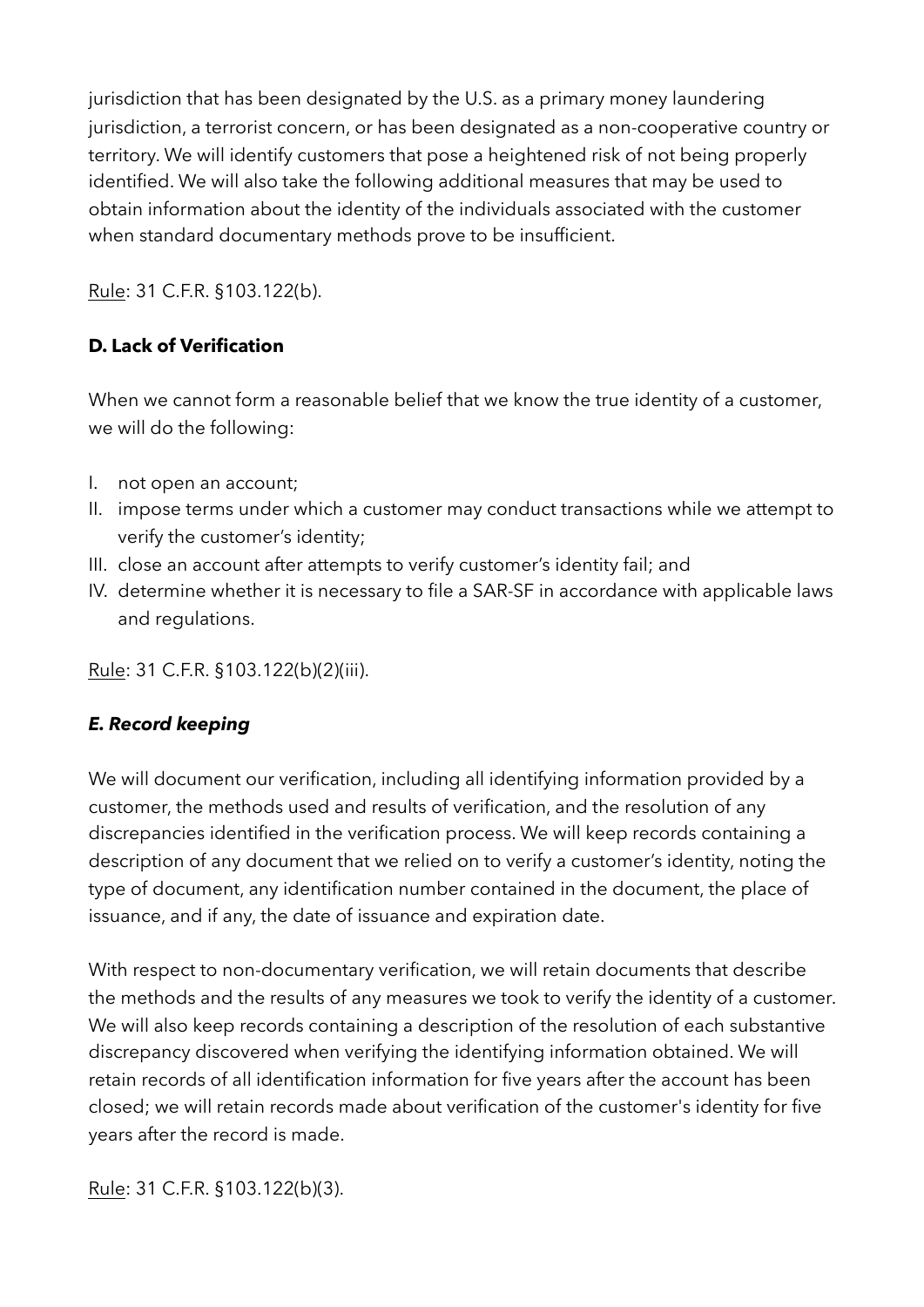jurisdiction that has been designated by the U.S. as a primary money laundering jurisdiction, a terrorist concern, or has been designated as a non-cooperative country or territory. We will identify customers that pose a heightened risk of not being properly identified. We will also take the following additional measures that may be used to obtain information about the identity of the individuals associated with the customer when standard documentary methods prove to be insufficient.

<u>Rule</u>: 31 C.F.R. §103.122(b).

**D. Lack of Verification**

When we cannot form a reasonable belief that we know the true identity of a customer, we will do the following:

I. not open an account;
II. impose terms under which a customer may conduct transactions while we attempt to verify the customer's identity;
III. close an account after attempts to verify customer's identity fail; and
IV. determine whether it is necessary to file a SAR-SF in accordance with applicable laws and regulations.

<u>Rule</u>: 31 C.F.R. §103.122(b)(2)(iii).

***E. Record keeping***

We will document our verification, including all identifying information provided by a customer, the methods used and results of verification, and the resolution of any discrepancies identified in the verification process. We will keep records containing a description of any document that we relied on to verify a customer's identity, noting the type of document, any identification number contained in the document, the place of issuance, and if any, the date of issuance and expiration date.

With respect to non-documentary verification, we will retain documents that describe the methods and the results of any measures we took to verify the identity of a customer. We will also keep records containing a description of the resolution of each substantive discrepancy discovered when verifying the identifying information obtained. We will retain records of all identification information for five years after the account has been closed; we will retain records made about verification of the customer's identity for five years after the record is made.

<u>Rule</u>: 31 C.F.R. §103.122(b)(3).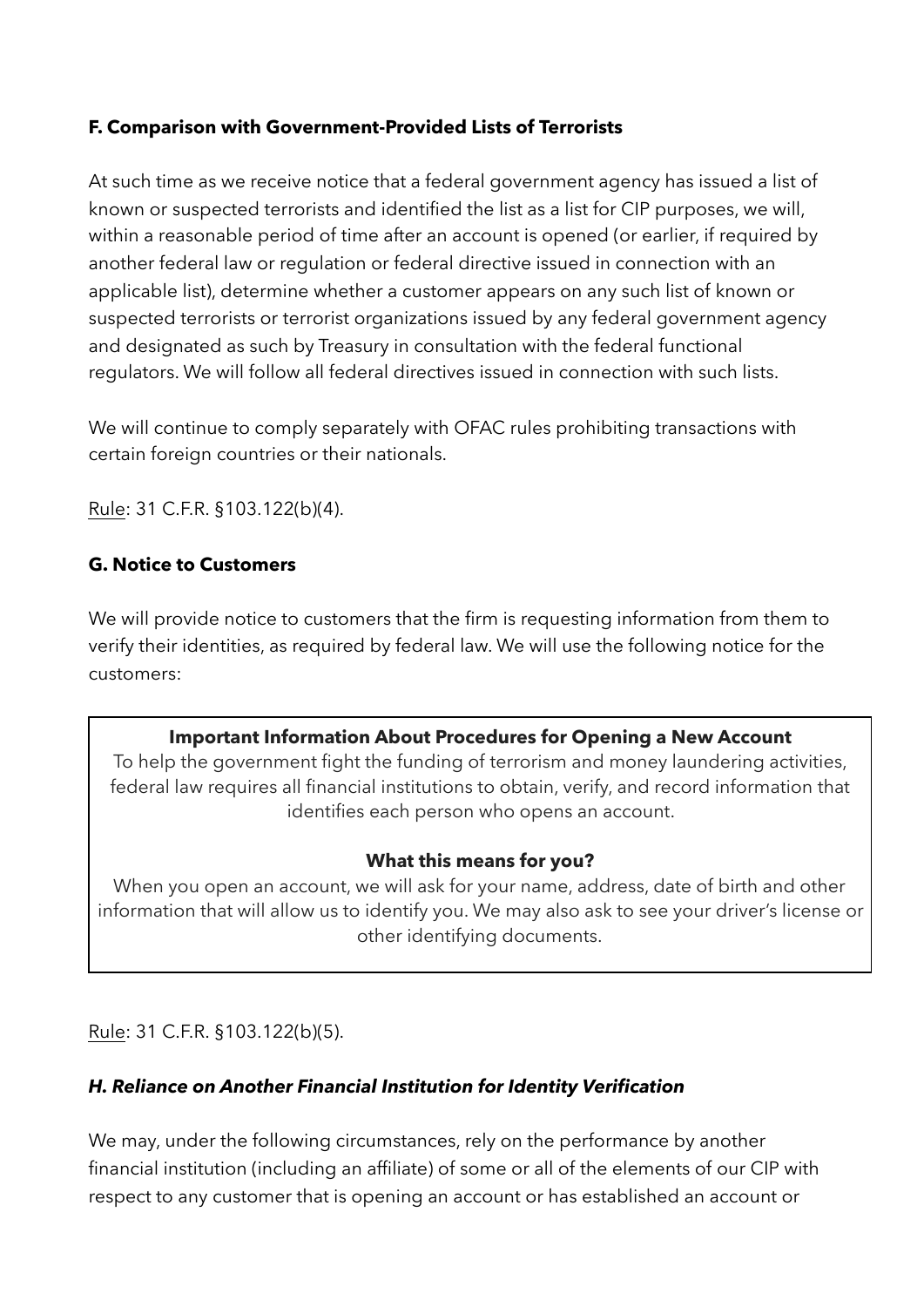### F. Comparison with Government-Provided Lists of Terrorists

At such time as we receive notice that a federal government agency has issued a list of known or suspected terrorists and identified the list as a list for CIP purposes, we will, within a reasonable period of time after an account is opened (or earlier, if required by another federal law or regulation or federal directive issued in connection with an applicable list), determine whether a customer appears on any such list of known or suspected terrorists or terrorist organizations issued by any federal government agency and designated as such by Treasury in consultation with the federal functional regulators. We will follow all federal directives issued in connection with such lists.

We will continue to comply separately with OFAC rules prohibiting transactions with certain foreign countries or their nationals.

Rule: 31 C.F.R. §103.122(b)(4).

### G. Notice to Customers

We will provide notice to customers that the firm is requesting information from them to verify their identities, as required by federal law. We will use the following notice for the customers:

> **Important Information About Procedures for Opening a New Account**
> To help the government fight the funding of terrorism and money laundering activities, federal law requires all financial institutions to obtain, verify, and record information that identifies each person who opens an account.
>
> **What this means for you?**
> When you open an account, we will ask for your name, address, date of birth and other information that will allow us to identify you. We may also ask to see your driver's license or other identifying documents.

Rule: 31 C.F.R. §103.122(b)(5).

### *H. Reliance on Another Financial Institution for Identity Verification*

We may, under the following circumstances, rely on the performance by another financial institution (including an affiliate) of some or all of the elements of our CIP with respect to any customer that is opening an account or has established an account or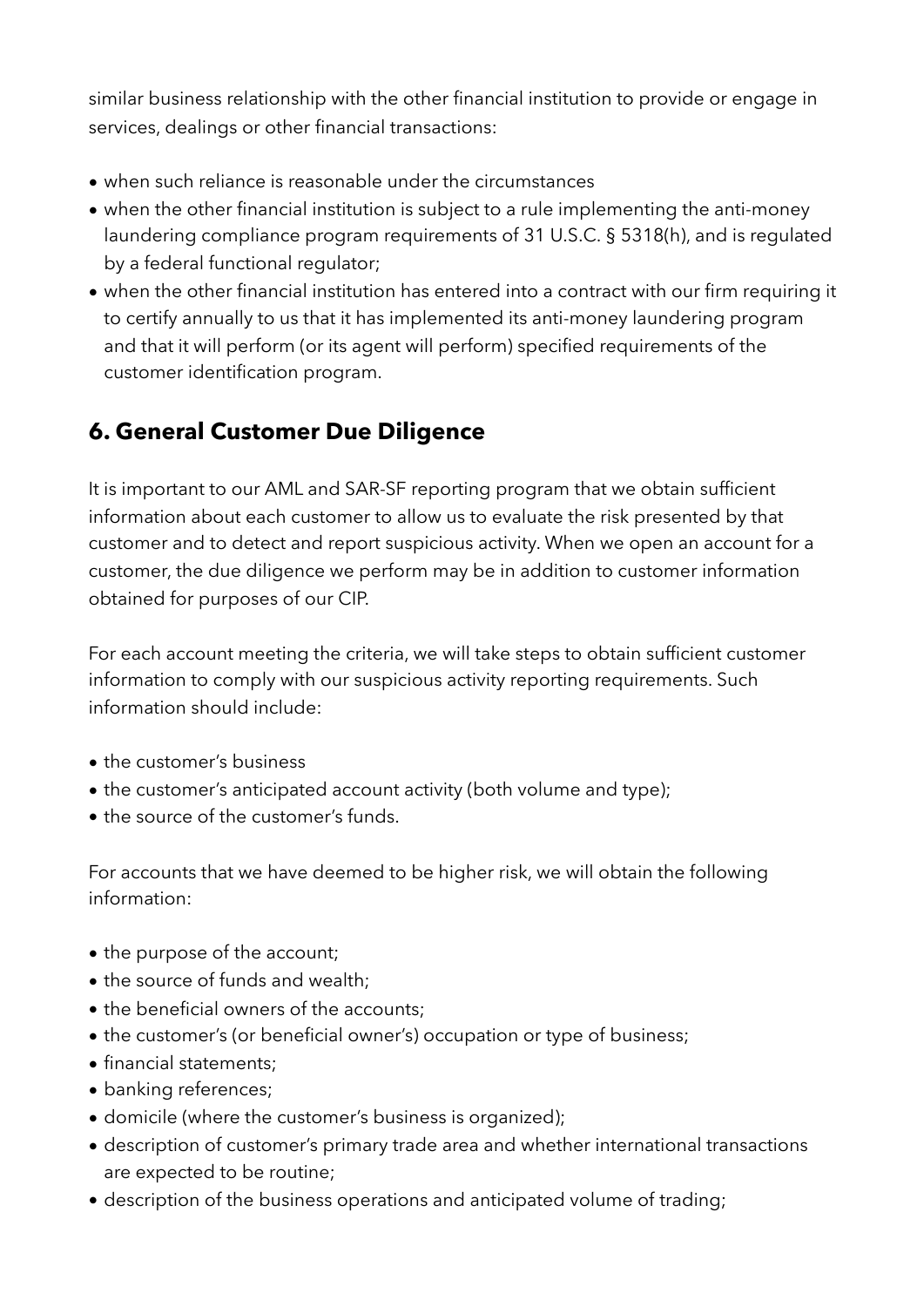similar business relationship with the other financial institution to provide or engage in services, dealings or other financial transactions:

- when such reliance is reasonable under the circumstances
- when the other financial institution is subject to a rule implementing the anti-money laundering compliance program requirements of 31 U.S.C. § 5318(h), and is regulated by a federal functional regulator;
- when the other financial institution has entered into a contract with our firm requiring it to certify annually to us that it has implemented its anti-money laundering program and that it will perform (or its agent will perform) specified requirements of the customer identification program.

## 6. General Customer Due Diligence

It is important to our AML and SAR-SF reporting program that we obtain sufficient information about each customer to allow us to evaluate the risk presented by that customer and to detect and report suspicious activity. When we open an account for a customer, the due diligence we perform may be in addition to customer information obtained for purposes of our CIP.

For each account meeting the criteria, we will take steps to obtain sufficient customer information to comply with our suspicious activity reporting requirements. Such information should include:

- the customer's business
- the customer's anticipated account activity (both volume and type);
- the source of the customer's funds.

For accounts that we have deemed to be higher risk, we will obtain the following information:

- the purpose of the account;
- the source of funds and wealth;
- the beneficial owners of the accounts;
- the customer's (or beneficial owner's) occupation or type of business;
- financial statements;
- banking references;
- domicile (where the customer's business is organized);
- description of customer's primary trade area and whether international transactions are expected to be routine;
- description of the business operations and anticipated volume of trading;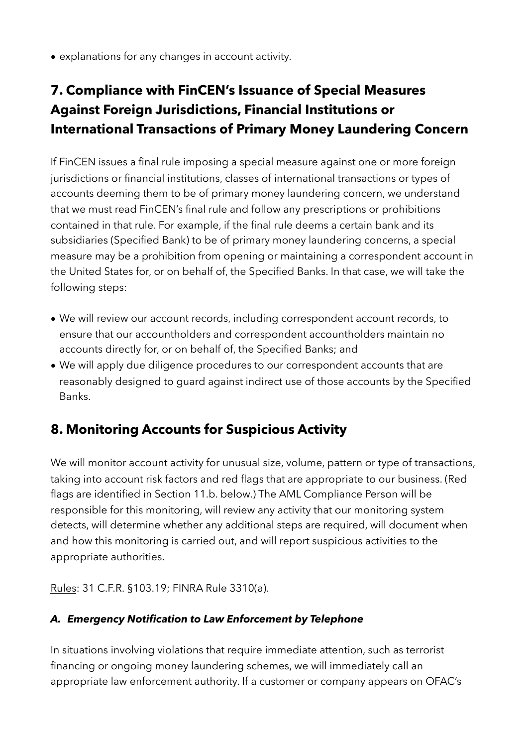- explanations for any changes in account activity.

## 7. Compliance with FinCEN's Issuance of Special Measures Against Foreign Jurisdictions, Financial Institutions or International Transactions of Primary Money Laundering Concern

If FinCEN issues a final rule imposing a special measure against one or more foreign jurisdictions or financial institutions, classes of international transactions or types of accounts deeming them to be of primary money laundering concern, we understand that we must read FinCEN's final rule and follow any prescriptions or prohibitions contained in that rule. For example, if the final rule deems a certain bank and its subsidiaries (Specified Bank) to be of primary money laundering concerns, a special measure may be a prohibition from opening or maintaining a correspondent account in the United States for, or on behalf of, the Specified Banks. In that case, we will take the following steps:

- We will review our account records, including correspondent account records, to ensure that our accountholders and correspondent accountholders maintain no accounts directly for, or on behalf of, the Specified Banks; and
- We will apply due diligence procedures to our correspondent accounts that are reasonably designed to guard against indirect use of those accounts by the Specified Banks.

## 8. Monitoring Accounts for Suspicious Activity

We will monitor account activity for unusual size, volume, pattern or type of transactions, taking into account risk factors and red flags that are appropriate to our business. (Red flags are identified in Section 11.b. below.) The AML Compliance Person will be responsible for this monitoring, will review any activity that our monitoring system detects, will determine whether any additional steps are required, will document when and how this monitoring is carried out, and will report suspicious activities to the appropriate authorities.

Rules: 31 C.F.R. §103.19; FINRA Rule 3310(a).

### *A. Emergency Notification to Law Enforcement by Telephone*

In situations involving violations that require immediate attention, such as terrorist financing or ongoing money laundering schemes, we will immediately call an appropriate law enforcement authority. If a customer or company appears on OFAC's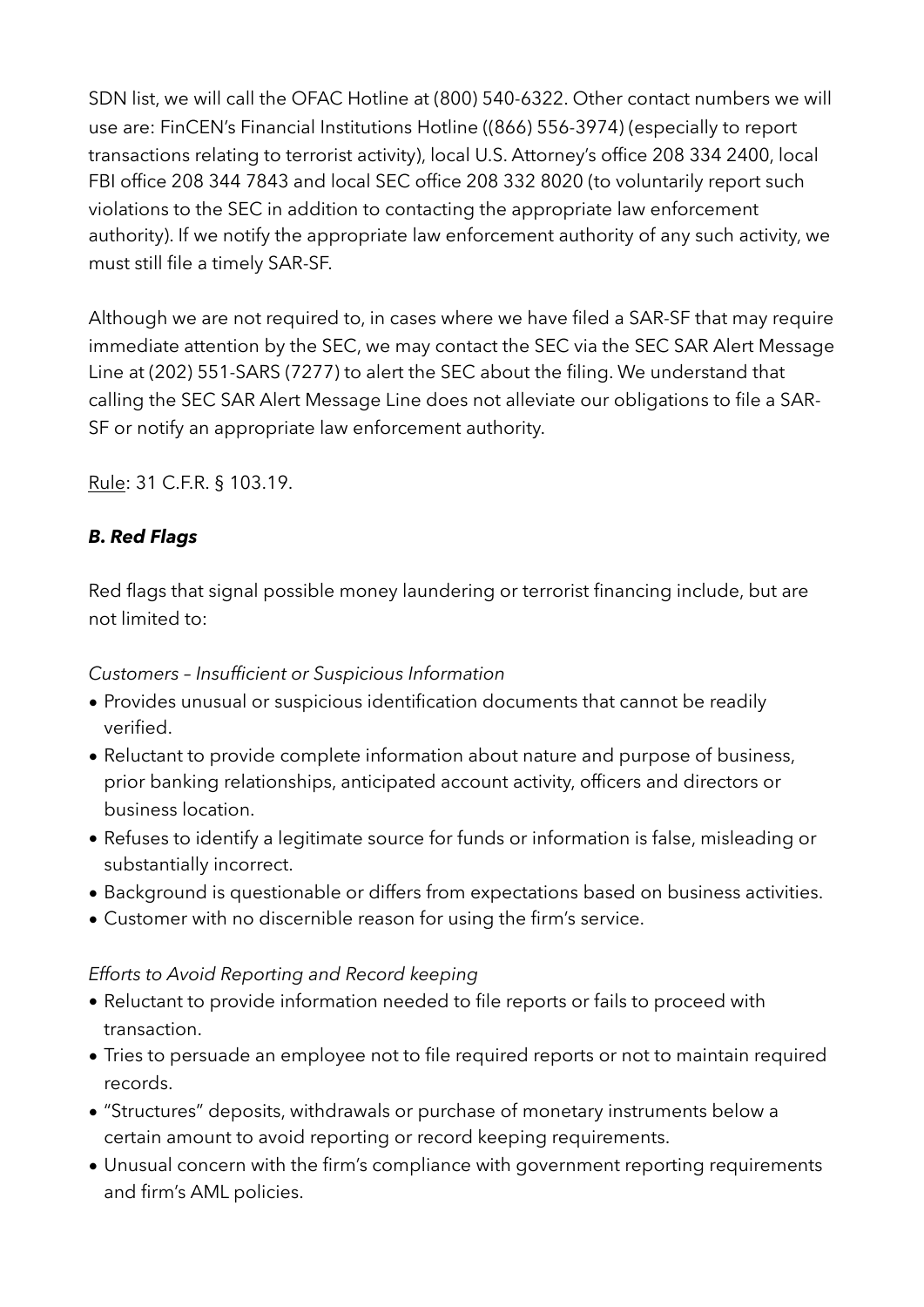SDN list, we will call the OFAC Hotline at (800) 540-6322. Other contact numbers we will use are: FinCEN's Financial Institutions Hotline ((866) 556-3974) (especially to report transactions relating to terrorist activity), local U.S. Attorney's office 208 334 2400, local FBI office 208 344 7843 and local SEC office 208 332 8020 (to voluntarily report such violations to the SEC in addition to contacting the appropriate law enforcement authority). If we notify the appropriate law enforcement authority of any such activity, we must still file a timely SAR-SF.

Although we are not required to, in cases where we have filed a SAR-SF that may require immediate attention by the SEC, we may contact the SEC via the SEC SAR Alert Message Line at (202) 551-SARS (7277) to alert the SEC about the filing. We understand that calling the SEC SAR Alert Message Line does not alleviate our obligations to file a SAR-SF or notify an appropriate law enforcement authority.

Rule: 31 C.F.R. § 103.19.

### *B. Red Flags*

Red flags that signal possible money laundering or terrorist financing include, but are not limited to:

*Customers – Insufficient or Suspicious Information*

- Provides unusual or suspicious identification documents that cannot be readily verified.
- Reluctant to provide complete information about nature and purpose of business, prior banking relationships, anticipated account activity, officers and directors or business location.
- Refuses to identify a legitimate source for funds or information is false, misleading or substantially incorrect.
- Background is questionable or differs from expectations based on business activities.
- Customer with no discernible reason for using the firm's service.

*Efforts to Avoid Reporting and Record keeping*

- Reluctant to provide information needed to file reports or fails to proceed with transaction.
- Tries to persuade an employee not to file required reports or not to maintain required records.
- "Structures" deposits, withdrawals or purchase of monetary instruments below a certain amount to avoid reporting or record keeping requirements.
- Unusual concern with the firm's compliance with government reporting requirements and firm's AML policies.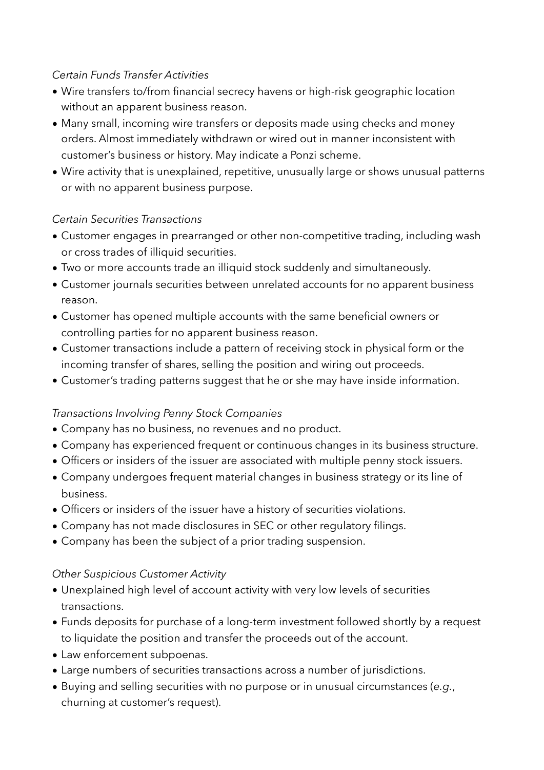*Certain Funds Transfer Activities*

- Wire transfers to/from financial secrecy havens or high-risk geographic location without an apparent business reason.
- Many small, incoming wire transfers or deposits made using checks and money orders. Almost immediately withdrawn or wired out in manner inconsistent with customer's business or history. May indicate a Ponzi scheme.
- Wire activity that is unexplained, repetitive, unusually large or shows unusual patterns or with no apparent business purpose.

*Certain Securities Transactions*

- Customer engages in prearranged or other non-competitive trading, including wash or cross trades of illiquid securities.
- Two or more accounts trade an illiquid stock suddenly and simultaneously.
- Customer journals securities between unrelated accounts for no apparent business reason.
- Customer has opened multiple accounts with the same beneficial owners or controlling parties for no apparent business reason.
- Customer transactions include a pattern of receiving stock in physical form or the incoming transfer of shares, selling the position and wiring out proceeds.
- Customer's trading patterns suggest that he or she may have inside information.

*Transactions Involving Penny Stock Companies*

- Company has no business, no revenues and no product.
- Company has experienced frequent or continuous changes in its business structure.
- Officers or insiders of the issuer are associated with multiple penny stock issuers.
- Company undergoes frequent material changes in business strategy or its line of business.
- Officers or insiders of the issuer have a history of securities violations.
- Company has not made disclosures in SEC or other regulatory filings.
- Company has been the subject of a prior trading suspension.

*Other Suspicious Customer Activity*

- Unexplained high level of account activity with very low levels of securities transactions.
- Funds deposits for purchase of a long-term investment followed shortly by a request to liquidate the position and transfer the proceeds out of the account.
- Law enforcement subpoenas.
- Large numbers of securities transactions across a number of jurisdictions.
- Buying and selling securities with no purpose or in unusual circumstances (*e.g.*, churning at customer's request).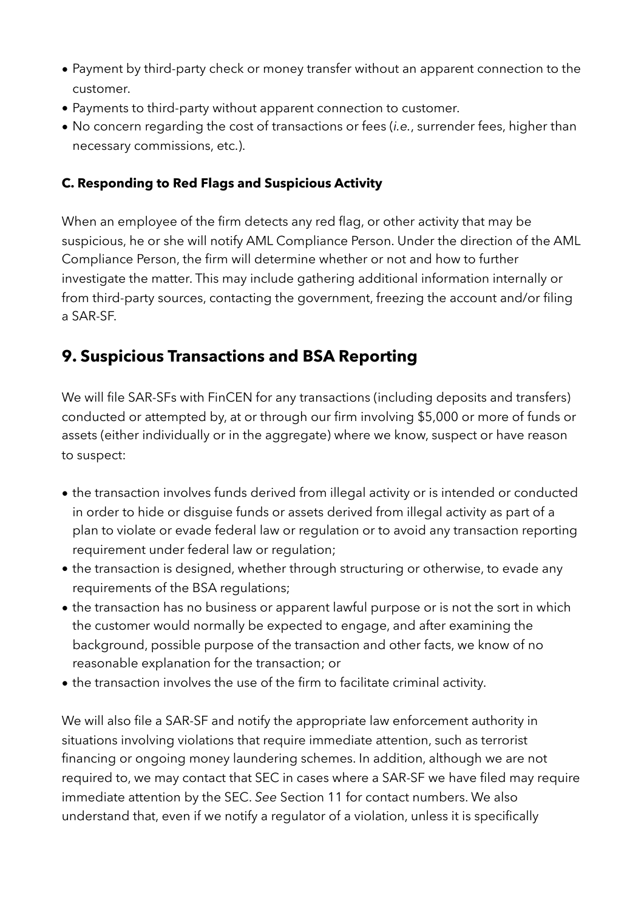- Payment by third-party check or money transfer without an apparent connection to the customer.
- Payments to third-party without apparent connection to customer.
- No concern regarding the cost of transactions or fees (*i.e.*, surrender fees, higher than necessary commissions, etc.).

**C. Responding to Red Flags and Suspicious Activity**

When an employee of the firm detects any red flag, or other activity that may be suspicious, he or she will notify AML Compliance Person. Under the direction of the AML Compliance Person, the firm will determine whether or not and how to further investigate the matter. This may include gathering additional information internally or from third-party sources, contacting the government, freezing the account and/or filing a SAR-SF.

## 9. Suspicious Transactions and BSA Reporting

We will file SAR-SFs with FinCEN for any transactions (including deposits and transfers) conducted or attempted by, at or through our firm involving $5,000 or more of funds or assets (either individually or in the aggregate) where we know, suspect or have reason to suspect:

- the transaction involves funds derived from illegal activity or is intended or conducted in order to hide or disguise funds or assets derived from illegal activity as part of a plan to violate or evade federal law or regulation or to avoid any transaction reporting requirement under federal law or regulation;
- the transaction is designed, whether through structuring or otherwise, to evade any requirements of the BSA regulations;
- the transaction has no business or apparent lawful purpose or is not the sort in which the customer would normally be expected to engage, and after examining the background, possible purpose of the transaction and other facts, we know of no reasonable explanation for the transaction; or
- the transaction involves the use of the firm to facilitate criminal activity.

We will also file a SAR-SF and notify the appropriate law enforcement authority in situations involving violations that require immediate attention, such as terrorist financing or ongoing money laundering schemes. In addition, although we are not required to, we may contact that SEC in cases where a SAR-SF we have filed may require immediate attention by the SEC. *See* Section 11 for contact numbers. We also understand that, even if we notify a regulator of a violation, unless it is specifically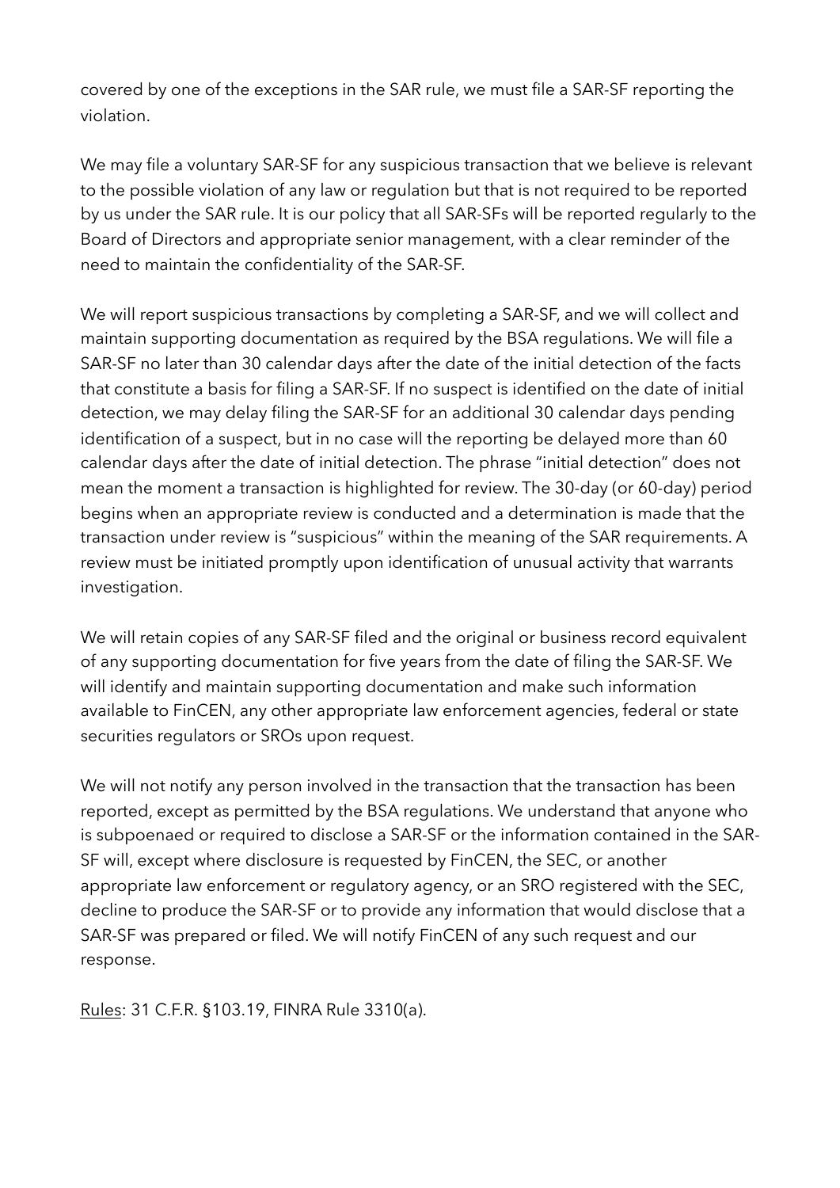covered by one of the exceptions in the SAR rule, we must file a SAR-SF reporting the violation.

We may file a voluntary SAR-SF for any suspicious transaction that we believe is relevant to the possible violation of any law or regulation but that is not required to be reported by us under the SAR rule. It is our policy that all SAR-SFs will be reported regularly to the Board of Directors and appropriate senior management, with a clear reminder of the need to maintain the confidentiality of the SAR-SF.

We will report suspicious transactions by completing a SAR-SF, and we will collect and maintain supporting documentation as required by the BSA regulations. We will file a SAR-SF no later than 30 calendar days after the date of the initial detection of the facts that constitute a basis for filing a SAR-SF. If no suspect is identified on the date of initial detection, we may delay filing the SAR-SF for an additional 30 calendar days pending identification of a suspect, but in no case will the reporting be delayed more than 60 calendar days after the date of initial detection. The phrase "initial detection" does not mean the moment a transaction is highlighted for review. The 30-day (or 60-day) period begins when an appropriate review is conducted and a determination is made that the transaction under review is "suspicious" within the meaning of the SAR requirements. A review must be initiated promptly upon identification of unusual activity that warrants investigation.

We will retain copies of any SAR-SF filed and the original or business record equivalent of any supporting documentation for five years from the date of filing the SAR-SF. We will identify and maintain supporting documentation and make such information available to FinCEN, any other appropriate law enforcement agencies, federal or state securities regulators or SROs upon request.

We will not notify any person involved in the transaction that the transaction has been reported, except as permitted by the BSA regulations. We understand that anyone who is subpoenaed or required to disclose a SAR-SF or the information contained in the SAR-SF will, except where disclosure is requested by FinCEN, the SEC, or another appropriate law enforcement or regulatory agency, or an SRO registered with the SEC, decline to produce the SAR-SF or to provide any information that would disclose that a SAR-SF was prepared or filed. We will notify FinCEN of any such request and our response.

Rules: 31 C.F.R. §103.19, FINRA Rule 3310(a).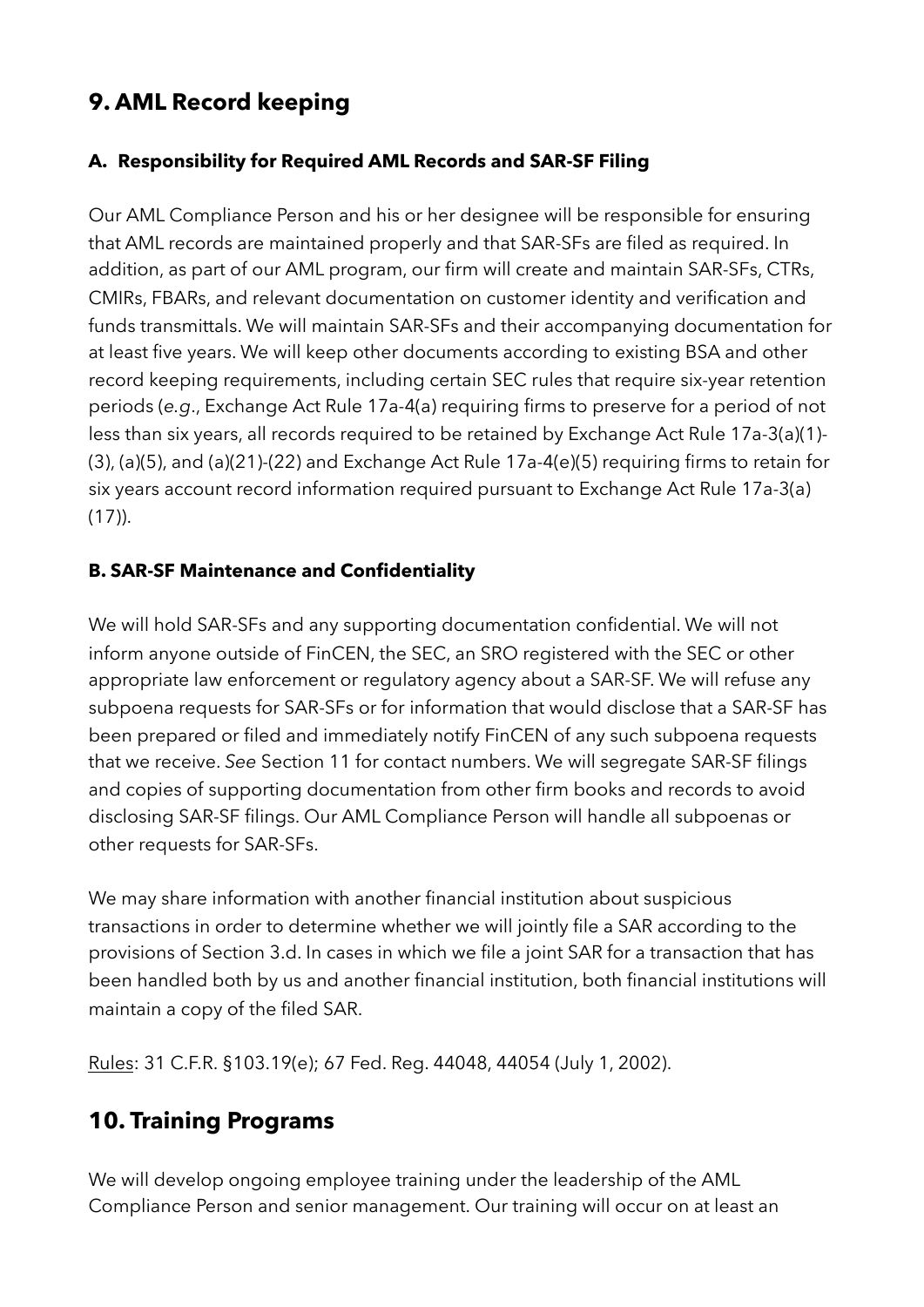## 9. AML Record keeping

### A. Responsibility for Required AML Records and SAR-SF Filing

Our AML Compliance Person and his or her designee will be responsible for ensuring that AML records are maintained properly and that SAR-SFs are filed as required. In addition, as part of our AML program, our firm will create and maintain SAR-SFs, CTRs, CMIRs, FBARs, and relevant documentation on customer identity and verification and funds transmittals. We will maintain SAR-SFs and their accompanying documentation for at least five years. We will keep other documents according to existing BSA and other record keeping requirements, including certain SEC rules that require six-year retention periods (*e.g*., Exchange Act Rule 17a-4(a) requiring firms to preserve for a period of not less than six years, all records required to be retained by Exchange Act Rule 17a-3(a)(1)-(3), (a)(5), and (a)(21)-(22) and Exchange Act Rule 17a-4(e)(5) requiring firms to retain for six years account record information required pursuant to Exchange Act Rule 17a-3(a)(17)).

### B. SAR-SF Maintenance and Confidentiality

We will hold SAR-SFs and any supporting documentation confidential. We will not inform anyone outside of FinCEN, the SEC, an SRO registered with the SEC or other appropriate law enforcement or regulatory agency about a SAR-SF. We will refuse any subpoena requests for SAR-SFs or for information that would disclose that a SAR-SF has been prepared or filed and immediately notify FinCEN of any such subpoena requests that we receive. *See* Section 11 for contact numbers. We will segregate SAR-SF filings and copies of supporting documentation from other firm books and records to avoid disclosing SAR-SF filings. Our AML Compliance Person will handle all subpoenas or other requests for SAR-SFs.

We may share information with another financial institution about suspicious transactions in order to determine whether we will jointly file a SAR according to the provisions of Section 3.d. In cases in which we file a joint SAR for a transaction that has been handled both by us and another financial institution, both financial institutions will maintain a copy of the filed SAR.

<u>Rules</u>: 31 C.F.R. §103.19(e); 67 Fed. Reg. 44048, 44054 (July 1, 2002).

## 10. Training Programs

We will develop ongoing employee training under the leadership of the AML Compliance Person and senior management. Our training will occur on at least an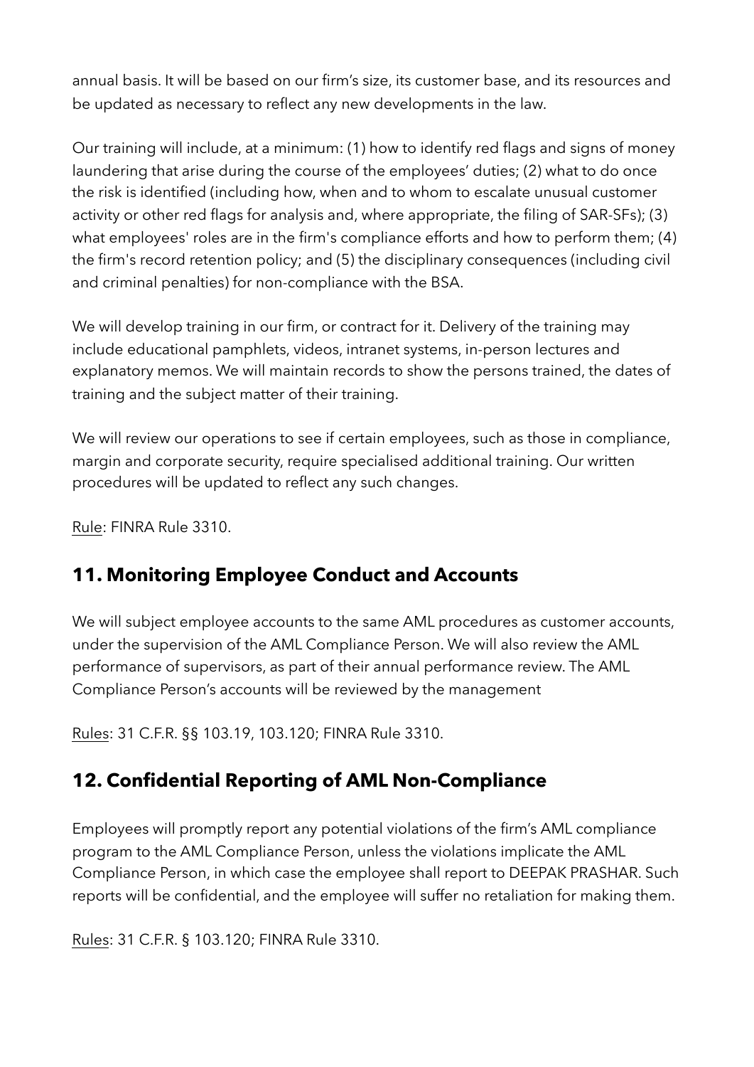annual basis. It will be based on our firm's size, its customer base, and its resources and be updated as necessary to reflect any new developments in the law.

Our training will include, at a minimum: (1) how to identify red flags and signs of money laundering that arise during the course of the employees' duties; (2) what to do once the risk is identified (including how, when and to whom to escalate unusual customer activity or other red flags for analysis and, where appropriate, the filing of SAR-SFs); (3) what employees' roles are in the firm's compliance efforts and how to perform them; (4) the firm's record retention policy; and (5) the disciplinary consequences (including civil and criminal penalties) for non-compliance with the BSA.

We will develop training in our firm, or contract for it. Delivery of the training may include educational pamphlets, videos, intranet systems, in-person lectures and explanatory memos. We will maintain records to show the persons trained, the dates of training and the subject matter of their training.

We will review our operations to see if certain employees, such as those in compliance, margin and corporate security, require specialised additional training. Our written procedures will be updated to reflect any such changes.

Rule: FINRA Rule 3310.

## 11. Monitoring Employee Conduct and Accounts

We will subject employee accounts to the same AML procedures as customer accounts, under the supervision of the AML Compliance Person. We will also review the AML performance of supervisors, as part of their annual performance review. The AML Compliance Person's accounts will be reviewed by the management

Rules: 31 C.F.R. §§ 103.19, 103.120; FINRA Rule 3310.

## 12. Confidential Reporting of AML Non-Compliance

Employees will promptly report any potential violations of the firm's AML compliance program to the AML Compliance Person, unless the violations implicate the AML Compliance Person, in which case the employee shall report to DEEPAK PRASHAR. Such reports will be confidential, and the employee will suffer no retaliation for making them.

Rules: 31 C.F.R. § 103.120; FINRA Rule 3310.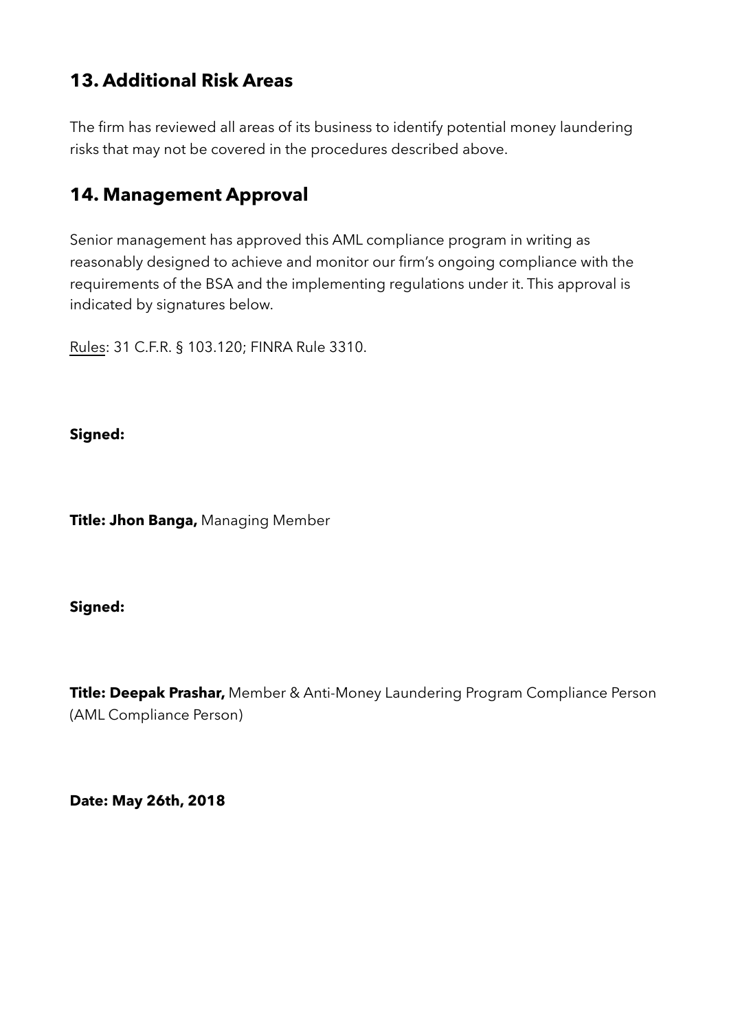## 13. Additional Risk Areas

The firm has reviewed all areas of its business to identify potential money laundering risks that may not be covered in the procedures described above.

## 14. Management Approval

Senior management has approved this AML compliance program in writing as reasonably designed to achieve and monitor our firm's ongoing compliance with the requirements of the BSA and the implementing regulations under it. This approval is indicated by signatures below.

Rules: 31 C.F.R. § 103.120; FINRA Rule 3310.

**Signed:**

**Title: Jhon Banga,** Managing Member

**Signed:**

**Title: Deepak Prashar,** Member & Anti-Money Laundering Program Compliance Person (AML Compliance Person)

**Date: May 26th, 2018**